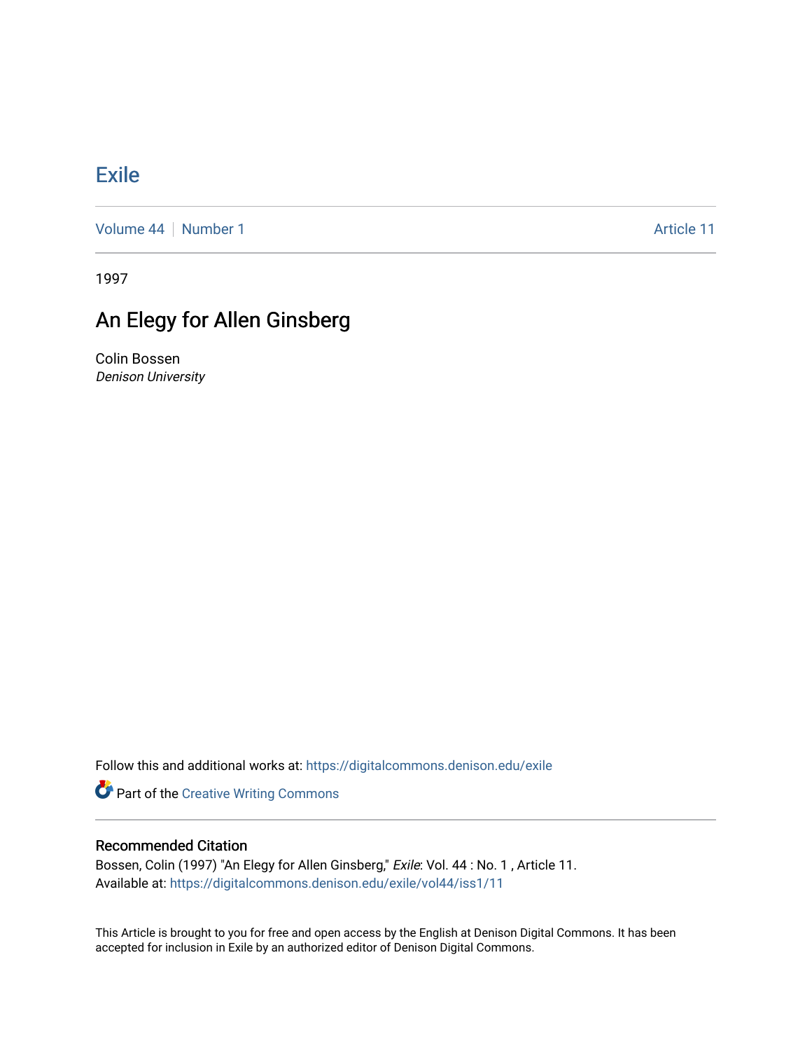# Exile

Volume 44 | Number 1 | Article 11

1997

## An Elegy for Allen Ginsberg

Colin Bossen
*Denison University*

Follow this and additional works at: https://digitalcommons.denison.edu/exile

Part of the Creative Writing Commons

### Recommended Citation

Bossen, Colin (1997) "An Elegy for Allen Ginsberg," *Exile*: Vol. 44 : No. 1 , Article 11.
Available at: https://digitalcommons.denison.edu/exile/vol44/iss1/11

This Article is brought to you for free and open access by the English at Denison Digital Commons. It has been accepted for inclusion in Exile by an authorized editor of Denison Digital Commons.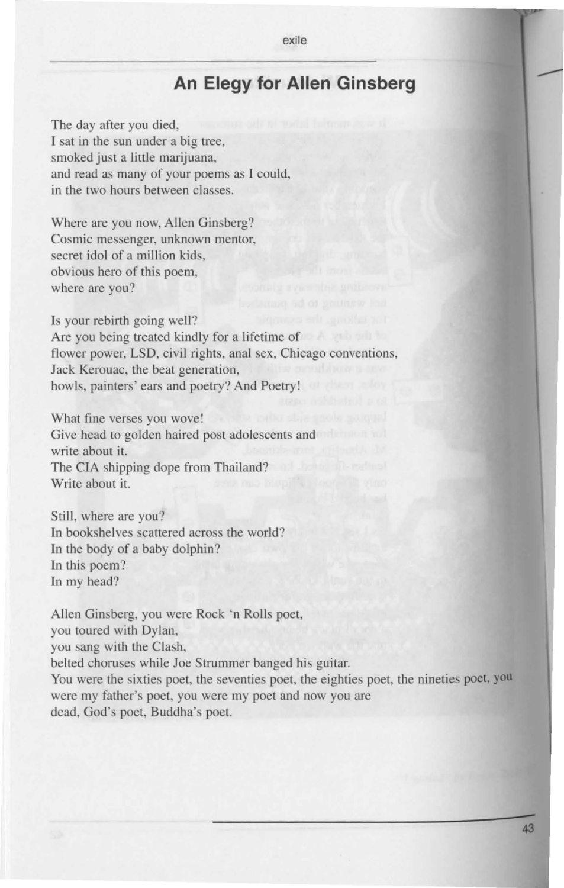# An Elegy for Allen Ginsberg

The day after you died,
I sat in the sun under a big tree,
smoked just a little marijuana,
and read as many of your poems as I could,
in the two hours between classes.

Where are you now, Allen Ginsberg?
Cosmic messenger, unknown mentor,
secret idol of a million kids,
obvious hero of this poem,
where are you?

Is your rebirth going well?
Are you being treated kindly for a lifetime of
flower power, LSD, civil rights, anal sex, Chicago conventions,
Jack Kerouac, the beat generation,
howls, painters' ears and poetry? And Poetry!

What fine verses you wove!
Give head to golden haired post adolescents and
write about it.
The CIA shipping dope from Thailand?
Write about it.

Still, where are you?
In bookshelves scattered across the world?
In the body of a baby dolphin?
In this poem?
In my head?

Allen Ginsberg, you were Rock 'n Rolls poet,
you toured with Dylan,
you sang with the Clash,
belted choruses while Joe Strummer banged his guitar.
You were the sixties poet, the seventies poet, the eighties poet, the nineties poet, you were my father's poet, you were my poet and now you are dead, God's poet, Buddha's poet.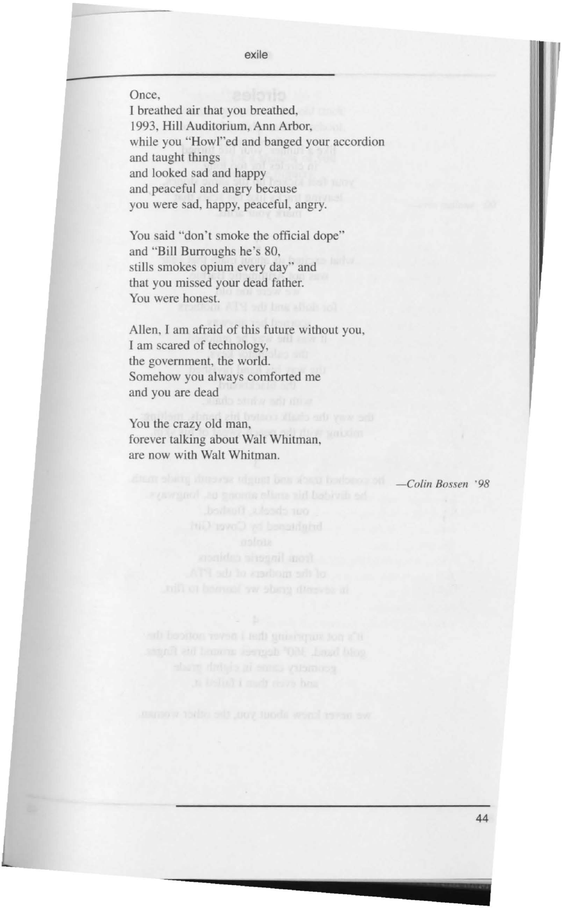# exile

Once,
I breathed air that you breathed,
1993, Hill Auditorium, Ann Arbor,
while you "Howl"ed and banged your accordion
and taught things
and looked sad and happy
and peaceful and angry because
you were sad, happy, peaceful, angry.

You said "don't smoke the official dope"
and "Bill Burroughs he's 80,
stills smokes opium every day" and
that you missed your dead father.
You were honest.

Allen, I am afraid of this future without you,
I am scared of technology,
the government, the world.
Somehow you always comforted me
and you are dead

You the crazy old man,
forever talking about Walt Whitman,
are now with Walt Whitman.

*—Colin Bossen '98*